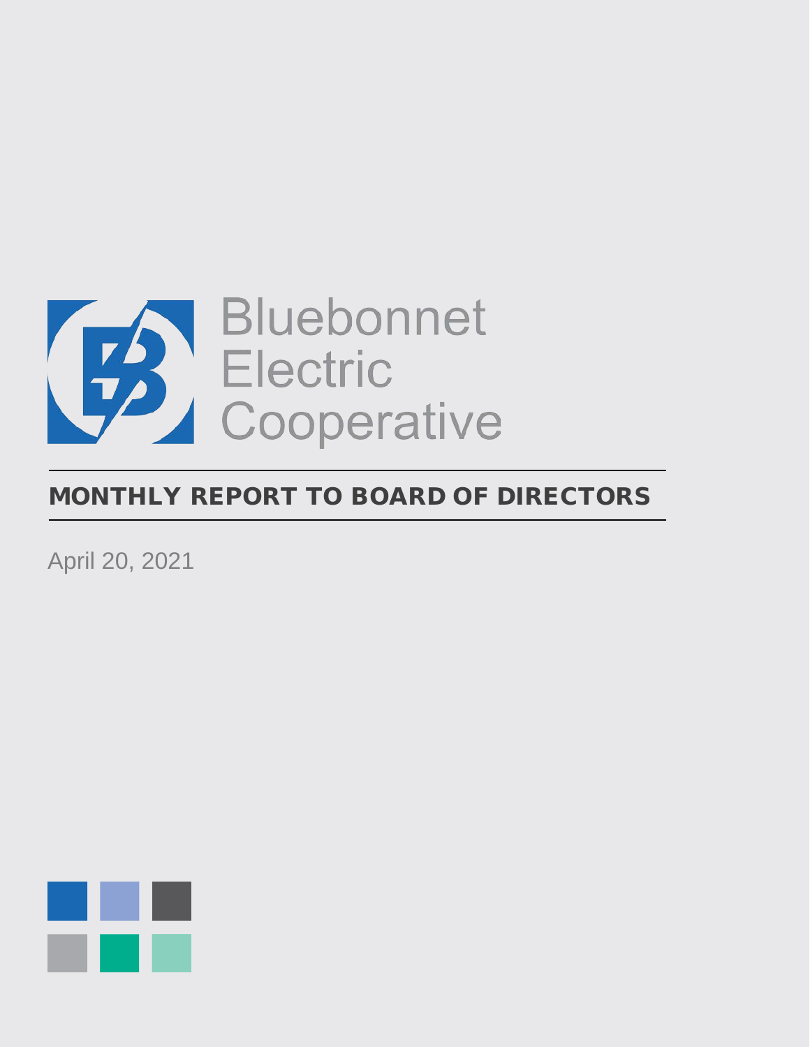Bluebonnet
Electric
Cooperative

# MONTHLY REPORT TO BOARD OF DIRECTORS

April 20, 2021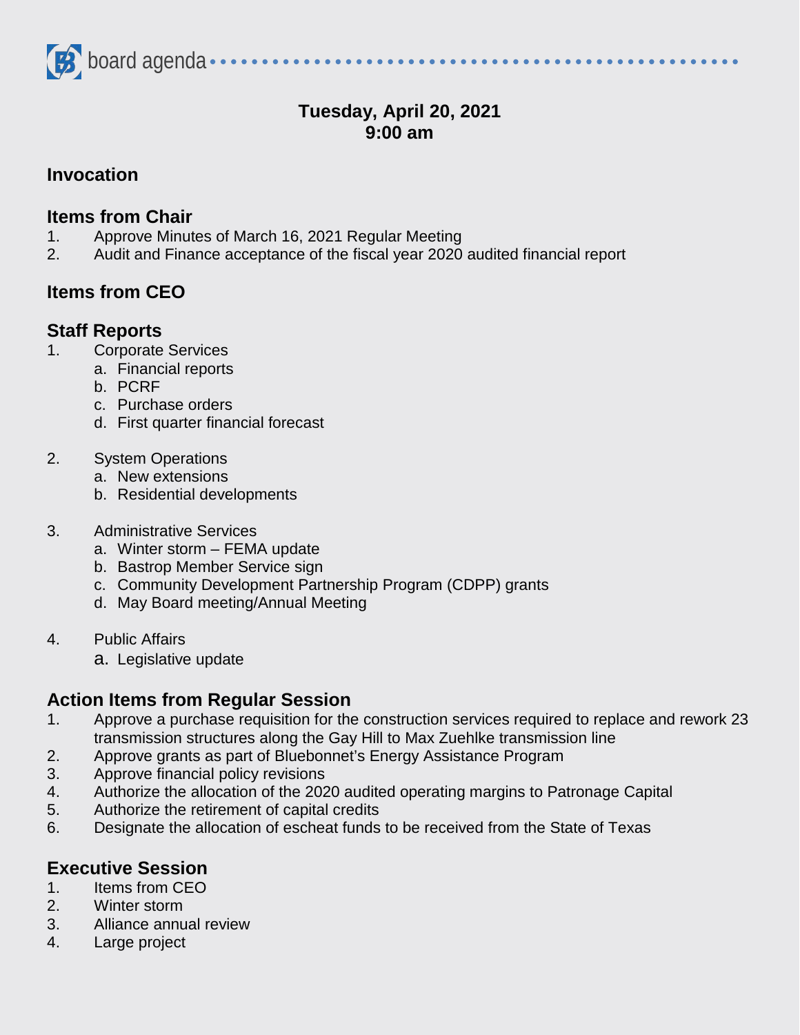board agenda

**Tuesday, April 20, 2021**
**9:00 am**

## Invocation

## Items from Chair

1. Approve Minutes of March 16, 2021 Regular Meeting
2. Audit and Finance acceptance of the fiscal year 2020 audited financial report

## Items from CEO

## Staff Reports

1. Corporate Services
   a. Financial reports
   b. PCRF
   c. Purchase orders
   d. First quarter financial forecast

2. System Operations
   a. New extensions
   b. Residential developments

3. Administrative Services
   a. Winter storm – FEMA update
   b. Bastrop Member Service sign
   c. Community Development Partnership Program (CDPP) grants
   d. May Board meeting/Annual Meeting

4. Public Affairs
   a. Legislative update

## Action Items from Regular Session

1. Approve a purchase requisition for the construction services required to replace and rework 23 transmission structures along the Gay Hill to Max Zuehlke transmission line
2. Approve grants as part of Bluebonnet's Energy Assistance Program
3. Approve financial policy revisions
4. Authorize the allocation of the 2020 audited operating margins to Patronage Capital
5. Authorize the retirement of capital credits
6. Designate the allocation of escheat funds to be received from the State of Texas

## Executive Session

1. Items from CEO
2. Winter storm
3. Alliance annual review
4. Large project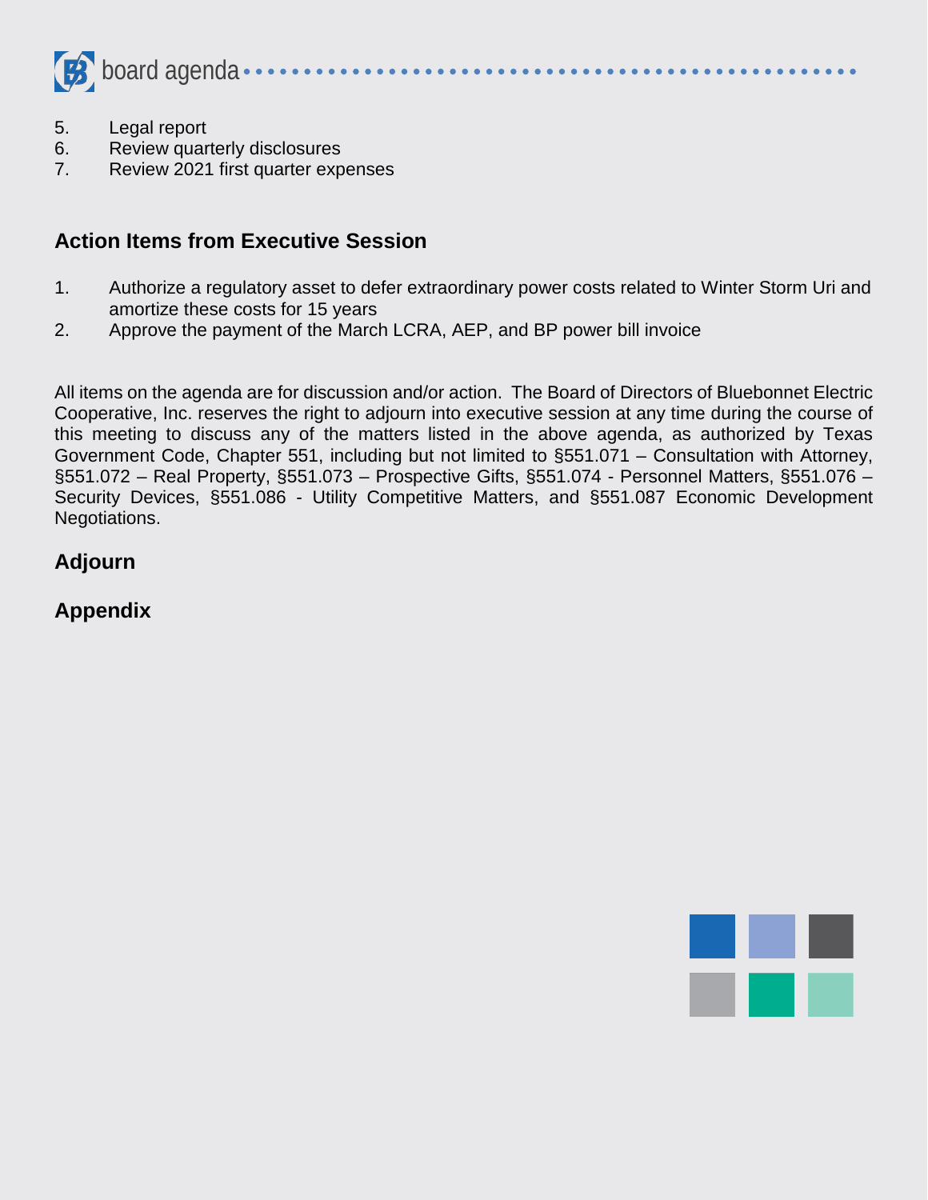5. Legal report
6. Review quarterly disclosures
7. Review 2021 first quarter expenses

## Action Items from Executive Session

1. Authorize a regulatory asset to defer extraordinary power costs related to Winter Storm Uri and amortize these costs for 15 years
2. Approve the payment of the March LCRA, AEP, and BP power bill invoice

All items on the agenda are for discussion and/or action. The Board of Directors of Bluebonnet Electric Cooperative, Inc. reserves the right to adjourn into executive session at any time during the course of this meeting to discuss any of the matters listed in the above agenda, as authorized by Texas Government Code, Chapter 551, including but not limited to §551.071 – Consultation with Attorney, §551.072 – Real Property, §551.073 – Prospective Gifts, §551.074 - Personnel Matters, §551.076 – Security Devices, §551.086 - Utility Competitive Matters, and §551.087 Economic Development Negotiations.

## Adjourn

## Appendix